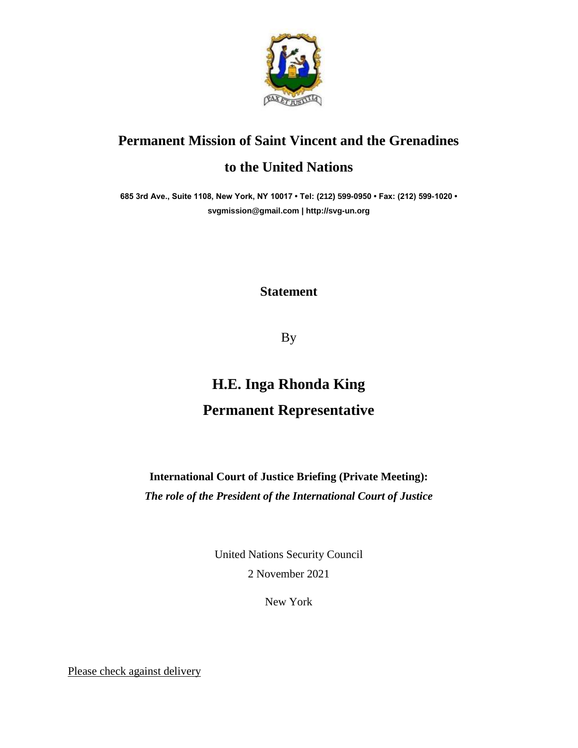# Permanent Mission of Saint Vincent and the Grenadines

# to the United Nations

**685 3rd Ave., Suite 1108, New York, NY 10017 • Tel: (212) 599-0950 • Fax: (212) 599-1020 • svgmission@gmail.com | http://svg-un.org**

**Statement**

By

## H.E. Inga Rhonda King

## Permanent Representative

**International Court of Justice Briefing (Private Meeting):**

***The role of the President of the International Court of Justice***

United Nations Security Council

2 November 2021

New York

Please check against delivery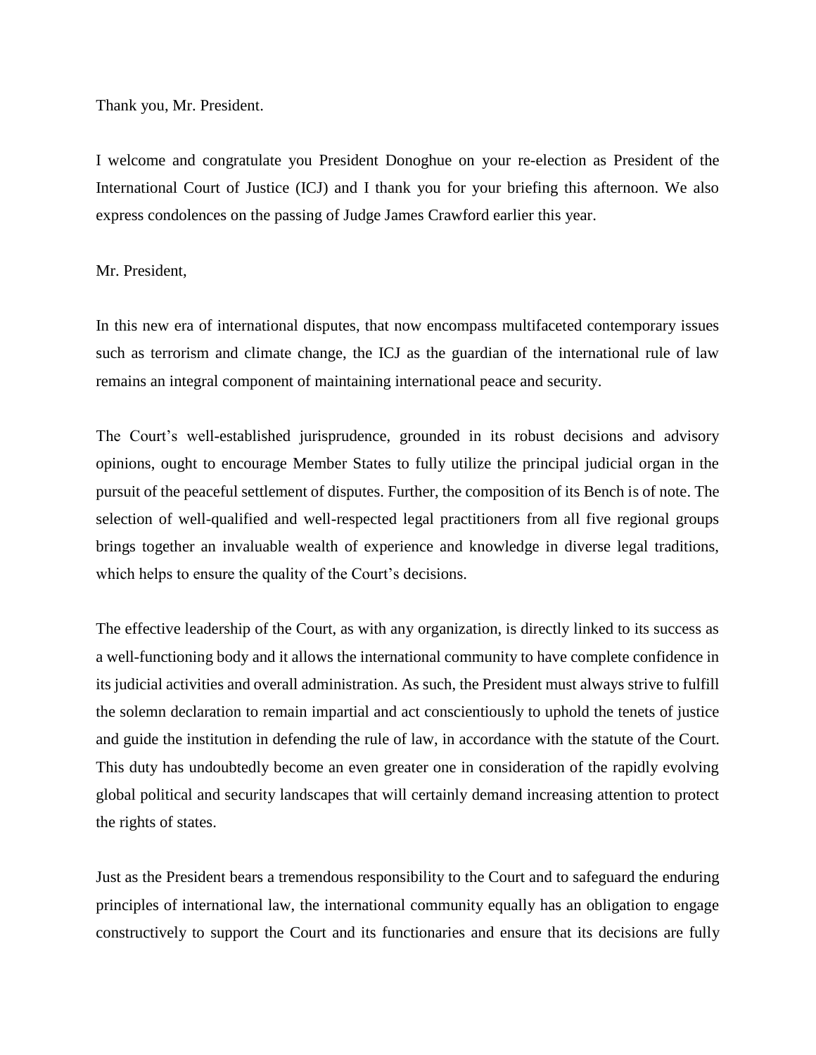Thank you, Mr. President.

I welcome and congratulate you President Donoghue on your re-election as President of the International Court of Justice (ICJ) and I thank you for your briefing this afternoon. We also express condolences on the passing of Judge James Crawford earlier this year.

Mr. President,

In this new era of international disputes, that now encompass multifaceted contemporary issues such as terrorism and climate change, the ICJ as the guardian of the international rule of law remains an integral component of maintaining international peace and security.

The Court's well-established jurisprudence, grounded in its robust decisions and advisory opinions, ought to encourage Member States to fully utilize the principal judicial organ in the pursuit of the peaceful settlement of disputes. Further, the composition of its Bench is of note. The selection of well-qualified and well-respected legal practitioners from all five regional groups brings together an invaluable wealth of experience and knowledge in diverse legal traditions, which helps to ensure the quality of the Court's decisions.

The effective leadership of the Court, as with any organization, is directly linked to its success as a well-functioning body and it allows the international community to have complete confidence in its judicial activities and overall administration. As such, the President must always strive to fulfill the solemn declaration to remain impartial and act conscientiously to uphold the tenets of justice and guide the institution in defending the rule of law, in accordance with the statute of the Court. This duty has undoubtedly become an even greater one in consideration of the rapidly evolving global political and security landscapes that will certainly demand increasing attention to protect the rights of states.

Just as the President bears a tremendous responsibility to the Court and to safeguard the enduring principles of international law, the international community equally has an obligation to engage constructively to support the Court and its functionaries and ensure that its decisions are fully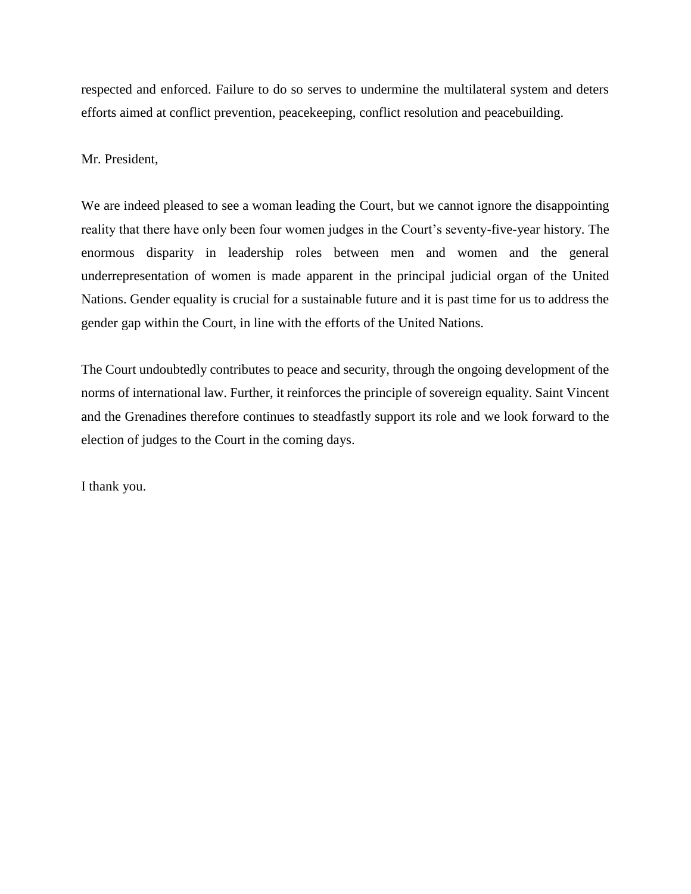respected and enforced. Failure to do so serves to undermine the multilateral system and deters efforts aimed at conflict prevention, peacekeeping, conflict resolution and peacebuilding.

Mr. President,

We are indeed pleased to see a woman leading the Court, but we cannot ignore the disappointing reality that there have only been four women judges in the Court's seventy-five-year history. The enormous disparity in leadership roles between men and women and the general underrepresentation of women is made apparent in the principal judicial organ of the United Nations. Gender equality is crucial for a sustainable future and it is past time for us to address the gender gap within the Court, in line with the efforts of the United Nations.

The Court undoubtedly contributes to peace and security, through the ongoing development of the norms of international law. Further, it reinforces the principle of sovereign equality. Saint Vincent and the Grenadines therefore continues to steadfastly support its role and we look forward to the election of judges to the Court in the coming days.

I thank you.